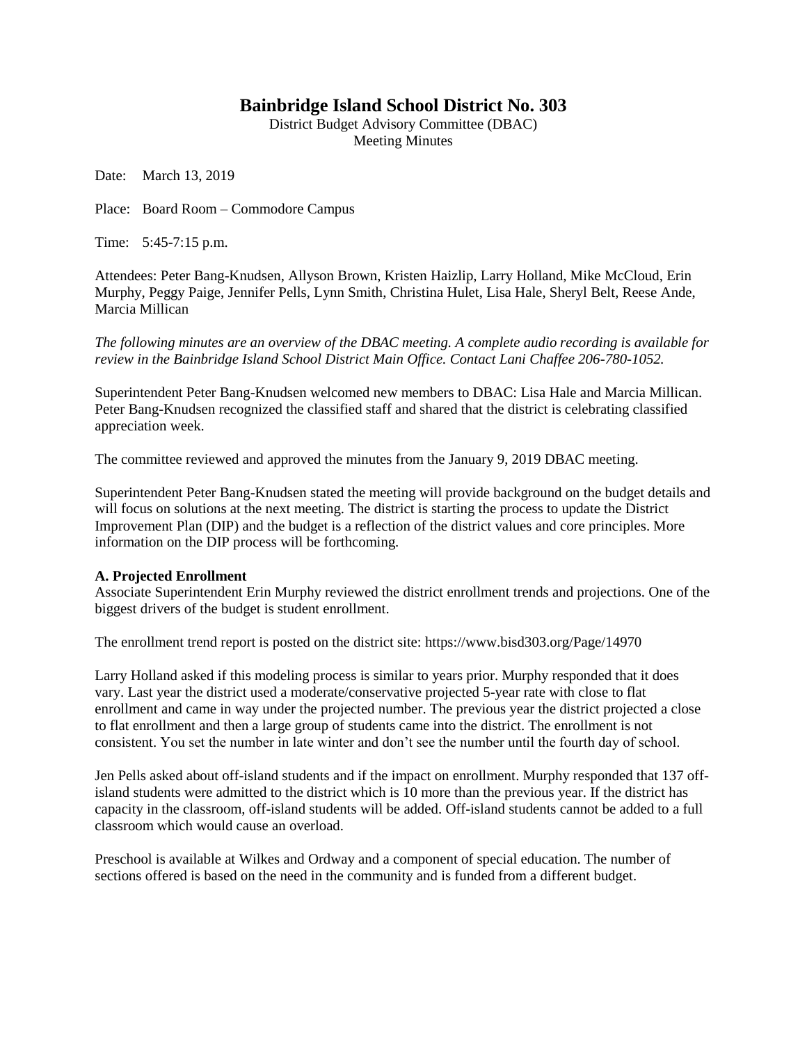# Bainbridge Island School District No. 303

District Budget Advisory Committee (DBAC)
Meeting Minutes

Date: March 13, 2019

Place: Board Room – Commodore Campus

Time: 5:45-7:15 p.m.

Attendees: Peter Bang-Knudsen, Allyson Brown, Kristen Haizlip, Larry Holland, Mike McCloud, Erin Murphy, Peggy Paige, Jennifer Pells, Lynn Smith, Christina Hulet, Lisa Hale, Sheryl Belt, Reese Ande, Marcia Millican

*The following minutes are an overview of the DBAC meeting. A complete audio recording is available for review in the Bainbridge Island School District Main Office. Contact Lani Chaffee 206-780-1052.*

Superintendent Peter Bang-Knudsen welcomed new members to DBAC: Lisa Hale and Marcia Millican. Peter Bang-Knudsen recognized the classified staff and shared that the district is celebrating classified appreciation week.

The committee reviewed and approved the minutes from the January 9, 2019 DBAC meeting.

Superintendent Peter Bang-Knudsen stated the meeting will provide background on the budget details and will focus on solutions at the next meeting. The district is starting the process to update the District Improvement Plan (DIP) and the budget is a reflection of the district values and core principles. More information on the DIP process will be forthcoming.

**A. Projected Enrollment**

Associate Superintendent Erin Murphy reviewed the district enrollment trends and projections. One of the biggest drivers of the budget is student enrollment.

The enrollment trend report is posted on the district site: https://www.bisd303.org/Page/14970

Larry Holland asked if this modeling process is similar to years prior. Murphy responded that it does vary. Last year the district used a moderate/conservative projected 5-year rate with close to flat enrollment and came in way under the projected number. The previous year the district projected a close to flat enrollment and then a large group of students came into the district. The enrollment is not consistent. You set the number in late winter and don't see the number until the fourth day of school.

Jen Pells asked about off-island students and if the impact on enrollment. Murphy responded that 137 off-island students were admitted to the district which is 10 more than the previous year. If the district has capacity in the classroom, off-island students will be added. Off-island students cannot be added to a full classroom which would cause an overload.

Preschool is available at Wilkes and Ordway and a component of special education. The number of sections offered is based on the need in the community and is funded from a different budget.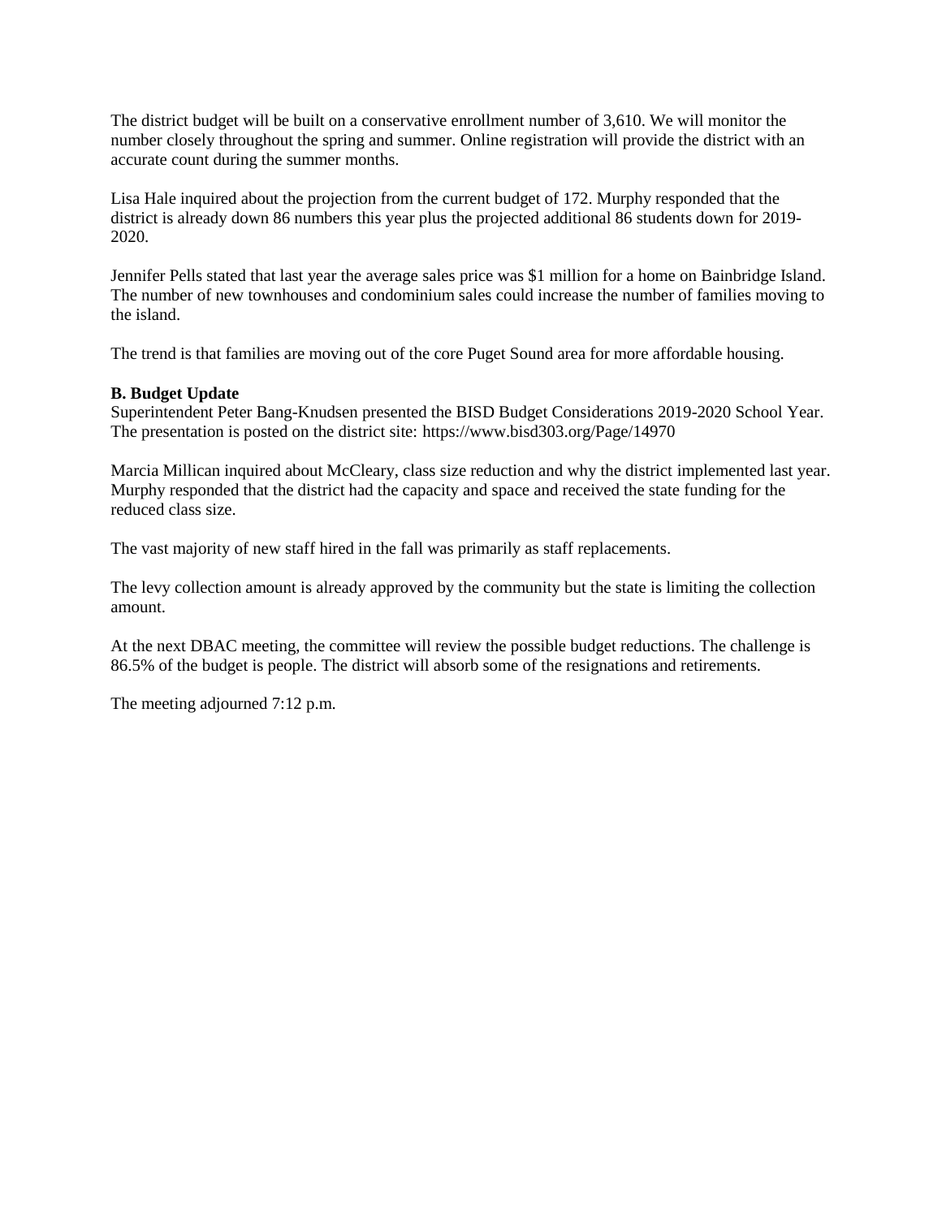The district budget will be built on a conservative enrollment number of 3,610. We will monitor the number closely throughout the spring and summer. Online registration will provide the district with an accurate count during the summer months.

Lisa Hale inquired about the projection from the current budget of 172. Murphy responded that the district is already down 86 numbers this year plus the projected additional 86 students down for 2019-2020.

Jennifer Pells stated that last year the average sales price was $1 million for a home on Bainbridge Island. The number of new townhouses and condominium sales could increase the number of families moving to the island.

The trend is that families are moving out of the core Puget Sound area for more affordable housing.

**B. Budget Update**

Superintendent Peter Bang-Knudsen presented the BISD Budget Considerations 2019-2020 School Year. The presentation is posted on the district site: https://www.bisd303.org/Page/14970

Marcia Millican inquired about McCleary, class size reduction and why the district implemented last year. Murphy responded that the district had the capacity and space and received the state funding for the reduced class size.

The vast majority of new staff hired in the fall was primarily as staff replacements.

The levy collection amount is already approved by the community but the state is limiting the collection amount.

At the next DBAC meeting, the committee will review the possible budget reductions. The challenge is 86.5% of the budget is people. The district will absorb some of the resignations and retirements.

The meeting adjourned 7:12 p.m.